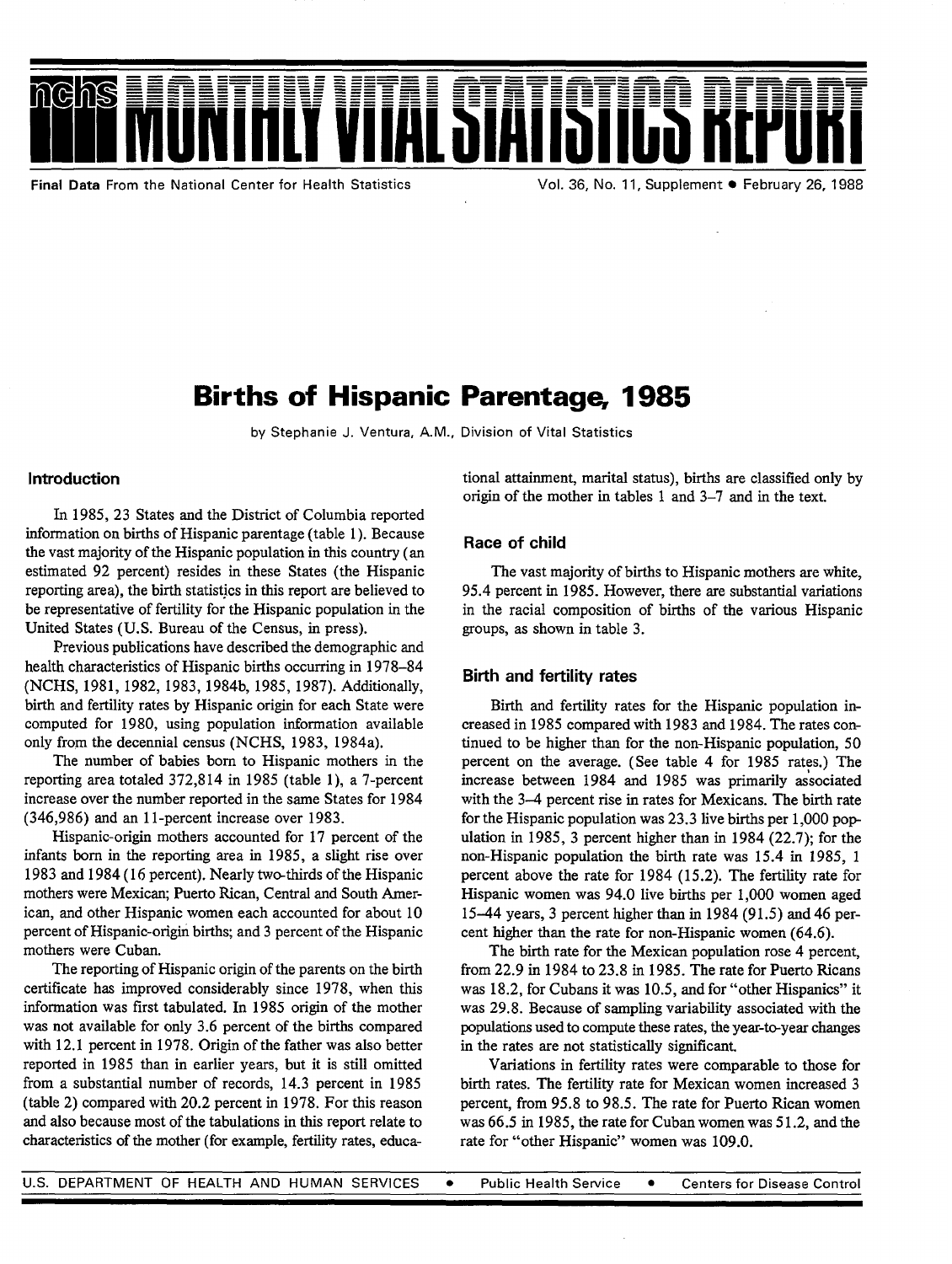# Monthly Vital Statistics Report

Final Data From the National Center for Health Statistics — Vol. 36, No. 11, Supplement • February 26, 1988

# Births of Hispanic Parentage, 1985

by Stephanie J. Ventura, A.M., Division of Vital Statistics

## Introduction

In 1985, 23 States and the District of Columbia reported information on births of Hispanic parentage (table 1). Because the vast majority of the Hispanic population in this country (an estimated 92 percent) resides in these States (the Hispanic reporting area), the birth statistics in this report are believed to be representative of fertility for the Hispanic population in the United States (U.S. Bureau of the Census, in press).

Previous publications have described the demographic and health characteristics of Hispanic births occurring in 1978–84 (NCHS, 1981, 1982, 1983, 1984b, 1985, 1987). Additionally, birth and fertility rates by Hispanic origin for each State were computed for 1980, using population information available only from the decennial census (NCHS, 1983, 1984a).

The number of babies born to Hispanic mothers in the reporting area totaled 372,814 in 1985 (table 1), a 7-percent increase over the number reported in the same States for 1984 (346,986) and an 11-percent increase over 1983.

Hispanic-origin mothers accounted for 17 percent of the infants born in the reporting area in 1985, a slight rise over 1983 and 1984 (16 percent). Nearly two-thirds of the Hispanic mothers were Mexican; Puerto Rican, Central and South American, and other Hispanic women each accounted for about 10 percent of Hispanic-origin births; and 3 percent of the Hispanic mothers were Cuban.

The reporting of Hispanic origin of the parents on the birth certificate has improved considerably since 1978, when this information was first tabulated. In 1985 origin of the mother was not available for only 3.6 percent of the births compared with 12.1 percent in 1978. Origin of the father was also better reported in 1985 than in earlier years, but it is still omitted from a substantial number of records, 14.3 percent in 1985 (table 2) compared with 20.2 percent in 1978. For this reason and also because most of the tabulations in this report relate to characteristics of the mother (for example, fertility rates, educational attainment, marital status), births are classified only by origin of the mother in tables 1 and 3–7 and in the text.

## Race of child

The vast majority of births to Hispanic mothers are white, 95.4 percent in 1985. However, there are substantial variations in the racial composition of births of the various Hispanic groups, as shown in table 3.

## Birth and fertility rates

Birth and fertility rates for the Hispanic population increased in 1985 compared with 1983 and 1984. The rates continued to be higher than for the non-Hispanic population, 50 percent on the average. (See table 4 for 1985 rates.) The increase between 1984 and 1985 was primarily associated with the 3–4 percent rise in rates for Mexicans. The birth rate for the Hispanic population was 23.3 live births per 1,000 population in 1985, 3 percent higher than in 1984 (22.7); for the non-Hispanic population the birth rate was 15.4 in 1985, 1 percent above the rate for 1984 (15.2). The fertility rate for Hispanic women was 94.0 live births per 1,000 women aged 15–44 years, 3 percent higher than in 1984 (91.5) and 46 percent higher than the rate for non-Hispanic women (64.6).

The birth rate for the Mexican population rose 4 percent, from 22.9 in 1984 to 23.8 in 1985. The rate for Puerto Ricans was 18.2, for Cubans it was 10.5, and for "other Hispanics" it was 29.8. Because of sampling variability associated with the populations used to compute these rates, the year-to-year changes in the rates are not statistically significant.

Variations in fertility rates were comparable to those for birth rates. The fertility rate for Mexican women increased 3 percent, from 95.8 to 98.5. The rate for Puerto Rican women was 66.5 in 1985, the rate for Cuban women was 51.2, and the rate for "other Hispanic" women was 109.0.

U.S. DEPARTMENT OF HEALTH AND HUMAN SERVICES • Public Health Service • Centers for Disease Control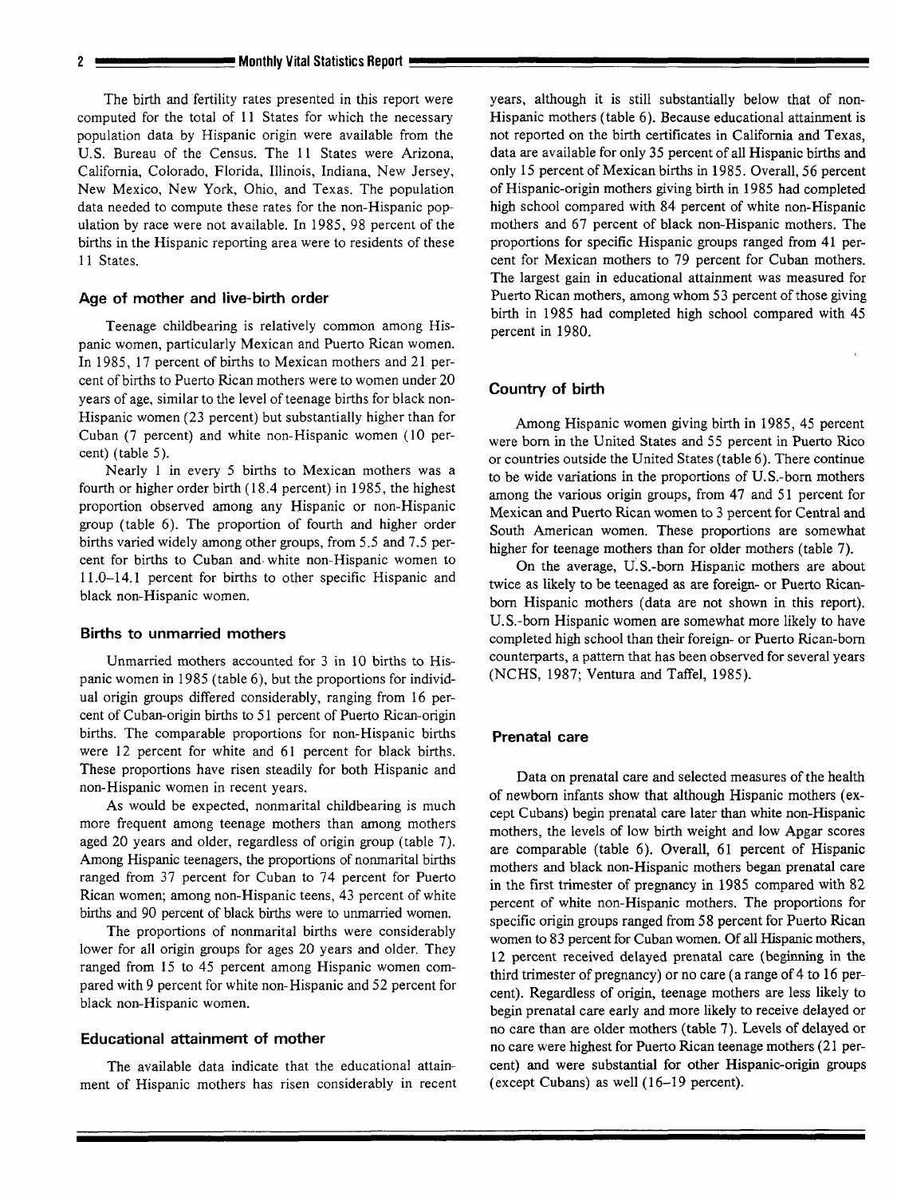The birth and fertility rates presented in this report were computed for the total of 11 States for which the necessary population data by Hispanic origin were available from the U.S. Bureau of the Census. The 11 States were Arizona, California, Colorado, Florida, Illinois, Indiana, New Jersey, New Mexico, New York, Ohio, and Texas. The population data needed to compute these rates for the non-Hispanic population by race were not available. In 1985, 98 percent of the births in the Hispanic reporting area were to residents of these 11 States.

### Age of mother and live-birth order

Teenage childbearing is relatively common among Hispanic women, particularly Mexican and Puerto Rican women. In 1985, 17 percent of births to Mexican mothers and 21 percent of births to Puerto Rican mothers were to women under 20 years of age, similar to the level of teenage births for black non-Hispanic women (23 percent) but substantially higher than for Cuban (7 percent) and white non-Hispanic women (10 percent) (table 5).

Nearly 1 in every 5 births to Mexican mothers was a fourth or higher order birth (18.4 percent) in 1985, the highest proportion observed among any Hispanic or non-Hispanic group (table 6). The proportion of fourth and higher order births varied widely among other groups, from 5.5 and 7.5 percent for births to Cuban and white non-Hispanic women to 11.0–14.1 percent for births to other specific Hispanic and black non-Hispanic women.

### Births to unmarried mothers

Unmarried mothers accounted for 3 in 10 births to Hispanic women in 1985 (table 6), but the proportions for individual origin groups differed considerably, ranging from 16 percent of Cuban-origin births to 51 percent of Puerto Rican-origin births. The comparable proportions for non-Hispanic births were 12 percent for white and 61 percent for black births. These proportions have risen steadily for both Hispanic and non-Hispanic women in recent years.

As would be expected, nonmarital childbearing is much more frequent among teenage mothers than among mothers aged 20 years and older, regardless of origin group (table 7). Among Hispanic teenagers, the proportions of nonmarital births ranged from 37 percent for Cuban to 74 percent for Puerto Rican women; among non-Hispanic teens, 43 percent of white births and 90 percent of black births were to unmarried women.

The proportions of nonmarital births were considerably lower for all origin groups for ages 20 years and older. They ranged from 15 to 45 percent among Hispanic women compared with 9 percent for white non-Hispanic and 52 percent for black non-Hispanic women.

### Educational attainment of mother

The available data indicate that the educational attainment of Hispanic mothers has risen considerably in recent years, although it is still substantially below that of non-Hispanic mothers (table 6). Because educational attainment is not reported on the birth certificates in California and Texas, data are available for only 35 percent of all Hispanic births and only 15 percent of Mexican births in 1985. Overall, 56 percent of Hispanic-origin mothers giving birth in 1985 had completed high school compared with 84 percent of white non-Hispanic mothers and 67 percent of black non-Hispanic mothers. The proportions for specific Hispanic groups ranged from 41 percent for Mexican mothers to 79 percent for Cuban mothers. The largest gain in educational attainment was measured for Puerto Rican mothers, among whom 53 percent of those giving birth in 1985 had completed high school compared with 45 percent in 1980.

### Country of birth

Among Hispanic women giving birth in 1985, 45 percent were born in the United States and 55 percent in Puerto Rico or countries outside the United States (table 6). There continue to be wide variations in the proportions of U.S.-born mothers among the various origin groups, from 47 and 51 percent for Mexican and Puerto Rican women to 3 percent for Central and South American women. These proportions are somewhat higher for teenage mothers than for older mothers (table 7).

On the average, U.S.-born Hispanic mothers are about twice as likely to be teenaged as are foreign- or Puerto Rican-born Hispanic mothers (data are not shown in this report). U.S.-born Hispanic women are somewhat more likely to have completed high school than their foreign- or Puerto Rican-born counterparts, a pattern that has been observed for several years (NCHS, 1987; Ventura and Taffel, 1985).

### Prenatal care

Data on prenatal care and selected measures of the health of newborn infants show that although Hispanic mothers (except Cubans) begin prenatal care later than white non-Hispanic mothers, the levels of low birth weight and low Apgar scores are comparable (table 6). Overall, 61 percent of Hispanic mothers and black non-Hispanic mothers began prenatal care in the first trimester of pregnancy in 1985 compared with 82 percent of white non-Hispanic mothers. The proportions for specific origin groups ranged from 58 percent for Puerto Rican women to 83 percent for Cuban women. Of all Hispanic mothers, 12 percent received delayed prenatal care (beginning in the third trimester of pregnancy) or no care (a range of 4 to 16 percent). Regardless of origin, teenage mothers are less likely to begin prenatal care early and more likely to receive delayed or no care than are older mothers (table 7). Levels of delayed or no care were highest for Puerto Rican teenage mothers (21 percent) and were substantial for other Hispanic-origin groups (except Cubans) as well (16–19 percent).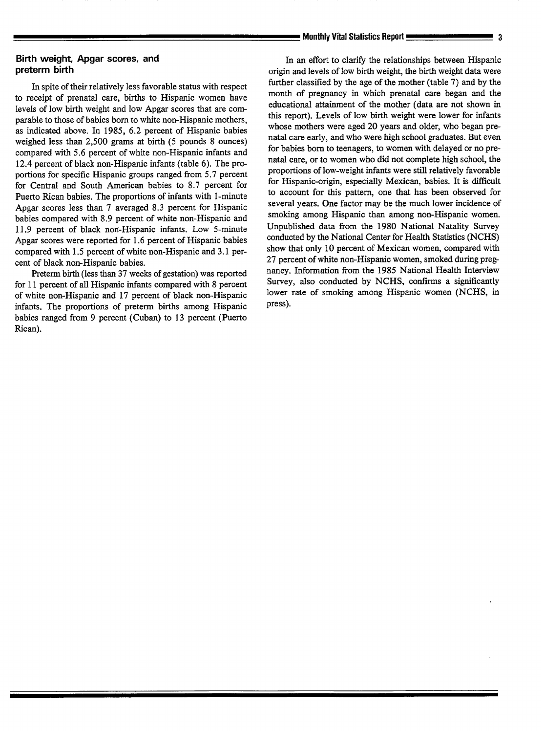## Birth weight, Apgar scores, and preterm birth

In spite of their relatively less favorable status with respect to receipt of prenatal care, births to Hispanic women have levels of low birth weight and low Apgar scores that are comparable to those of babies born to white non-Hispanic mothers, as indicated above. In 1985, 6.2 percent of Hispanic babies weighed less than 2,500 grams at birth (5 pounds 8 ounces) compared with 5.6 percent of white non-Hispanic infants and 12.4 percent of black non-Hispanic infants (table 6). The proportions for specific Hispanic groups ranged from 5.7 percent for Central and South American babies to 8.7 percent for Puerto Rican babies. The proportions of infants with 1-minute Apgar scores less than 7 averaged 8.3 percent for Hispanic babies compared with 8.9 percent of white non-Hispanic and 11.9 percent of black non-Hispanic infants. Low 5-minute Apgar scores were reported for 1.6 percent of Hispanic babies compared with 1.5 percent of white non-Hispanic and 3.1 percent of black non-Hispanic babies.

Preterm birth (less than 37 weeks of gestation) was reported for 11 percent of all Hispanic infants compared with 8 percent of white non-Hispanic and 17 percent of black non-Hispanic infants. The proportions of preterm births among Hispanic babies ranged from 9 percent (Cuban) to 13 percent (Puerto Rican).

In an effort to clarify the relationships between Hispanic origin and levels of low birth weight, the birth weight data were further classified by the age of the mother (table 7) and by the month of pregnancy in which prenatal care began and the educational attainment of the mother (data are not shown in this report). Levels of low birth weight were lower for infants whose mothers were aged 20 years and older, who began prenatal care early, and who were high school graduates. But even for babies born to teenagers, to women with delayed or no prenatal care, or to women who did not complete high school, the proportions of low-weight infants were still relatively favorable for Hispanic-origin, especially Mexican, babies. It is difficult to account for this pattern, one that has been observed for several years. One factor may be the much lower incidence of smoking among Hispanic than among non-Hispanic women. Unpublished data from the 1980 National Natality Survey conducted by the National Center for Health Statistics (NCHS) show that only 10 percent of Mexican women, compared with 27 percent of white non-Hispanic women, smoked during pregnancy. Information from the 1985 National Health Interview Survey, also conducted by NCHS, confirms a significantly lower rate of smoking among Hispanic women (NCHS, in press).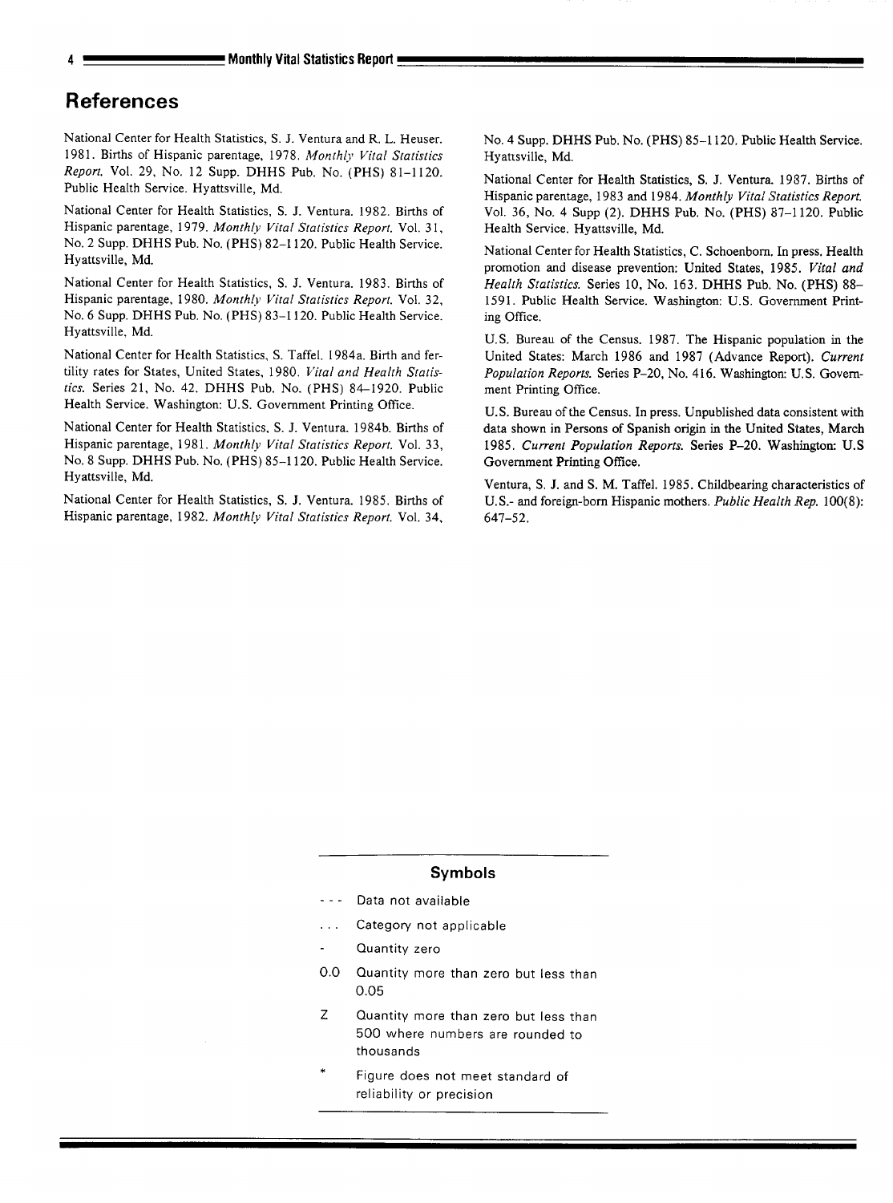## References

National Center for Health Statistics, S. J. Ventura and R. L. Heuser. 1981. Births of Hispanic parentage, 1978. *Monthly Vital Statistics Report.* Vol. 29, No. 12 Supp. DHHS Pub. No. (PHS) 81–1120. Public Health Service. Hyattsville, Md.

National Center for Health Statistics, S. J. Ventura. 1982. Births of Hispanic parentage, 1979. *Monthly Vital Statistics Report.* Vol. 31, No. 2 Supp. DHHS Pub. No. (PHS) 82–1120. Public Health Service. Hyattsville, Md.

National Center for Health Statistics, S. J. Ventura. 1983. Births of Hispanic parentage, 1980. *Monthly Vital Statistics Report.* Vol. 32, No. 6 Supp. DHHS Pub. No. (PHS) 83–1120. Public Health Service. Hyattsville, Md.

National Center for Health Statistics, S. Taffel. 1984a. Birth and fertility rates for States, United States, 1980. *Vital and Health Statistics.* Series 21, No. 42. DHHS Pub. No. (PHS) 84–1920. Public Health Service. Washington: U.S. Government Printing Office.

National Center for Health Statistics, S. J. Ventura. 1984b. Births of Hispanic parentage, 1981. *Monthly Vital Statistics Report.* Vol. 33, No. 8 Supp. DHHS Pub. No. (PHS) 85–1120. Public Health Service. Hyattsville, Md.

National Center for Health Statistics, S. J. Ventura. 1985. Births of Hispanic parentage, 1982. *Monthly Vital Statistics Report.* Vol. 34, No. 4 Supp. DHHS Pub. No. (PHS) 85–1120. Public Health Service. Hyattsville, Md.

National Center for Health Statistics, S. J. Ventura. 1987. Births of Hispanic parentage, 1983 and 1984. *Monthly Vital Statistics Report.* Vol. 36, No. 4 Supp (2). DHHS Pub. No. (PHS) 87–1120. Public Health Service. Hyattsville, Md.

National Center for Health Statistics, C. Schoenborn. In press. Health promotion and disease prevention: United States, 1985. *Vital and Health Statistics.* Series 10, No. 163. DHHS Pub. No. (PHS) 88–1591. Public Health Service. Washington: U.S. Government Printing Office.

U.S. Bureau of the Census. 1987. The Hispanic population in the United States: March 1986 and 1987 (Advance Report). *Current Population Reports.* Series P–20, No. 416. Washington: U.S. Government Printing Office.

U.S. Bureau of the Census. In press. Unpublished data consistent with data shown in Persons of Spanish origin in the United States, March 1985. *Current Population Reports.* Series P–20. Washington: U.S Government Printing Office.

Ventura, S. J. and S. M. Taffel. 1985. Childbearing characteristics of U.S.- and foreign-born Hispanic mothers. *Public Health Rep.* 100(8): 647–52.

### Symbols

| Symbol | Meaning |
|---|---|
| --- | Data not available |
| ... | Category not applicable |
| - | Quantity zero |
| 0.0 | Quantity more than zero but less than 0.05 |
| Z | Quantity more than zero but less than 500 where numbers are rounded to thousands |
| * | Figure does not meet standard of reliability or precision |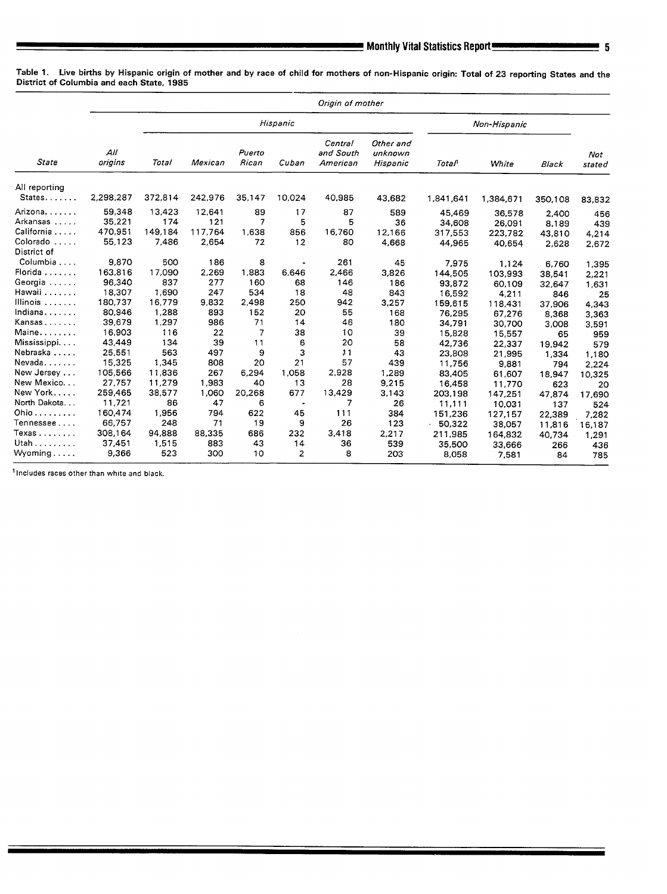**Table 1. Live births by Hispanic origin of mother and by race of child for mothers of non-Hispanic origin: Total of 23 reporting States and the District of Columbia and each State, 1985**

| State | Origin of mother | | | | | | | | | | |
|---|---|---|---|---|---|---|---|---|---|---|---|
| | | Hispanic | | | | | | Non-Hispanic | | | |
| | All origins | Total | Mexican | Puerto Rican | Cuban | Central and South American | Other and unknown Hispanic | Total[1] | White | Black | Not stated |
| All reporting States....... | 2,298,287 | 372,814 | 242,976 | 35,147 | 10,024 | 40,985 | 43,682 | 1,841,641 | 1,384,671 | 350,108 | 83,832 |
| Arizona....... | 59,348 | 13,423 | 12,641 | 89 | 17 | 87 | 589 | 45,469 | 36,578 | 2,400 | 456 |
| Arkansas ..... | 35,221 | 174 | 121 | 7 | 5 | 5 | 36 | 34,608 | 26,091 | 8,189 | 439 |
| California ..... | 470,951 | 149,184 | 117,764 | 1,638 | 856 | 16,760 | 12,166 | 317,553 | 223,782 | 43,810 | 4,214 |
| Colorado ..... | 55,123 | 7,486 | 2,654 | 72 | 12 | 80 | 4,668 | 44,965 | 40,654 | 2,628 | 2,672 |
| District of Columbia .... | 9,870 | 500 | 186 | 8 | - | 261 | 45 | 7,975 | 1,124 | 6,760 | 1,395 |
| Florida ....... | 163,816 | 17,090 | 2,269 | 1,883 | 6,646 | 2,466 | 3,826 | 144,505 | 103,993 | 38,541 | 2,221 |
| Georgia ...... | 96,340 | 837 | 277 | 160 | 68 | 146 | 186 | 93,872 | 60,109 | 32,647 | 1,631 |
| Hawaii ....... | 18,307 | 1,690 | 247 | 534 | 18 | 48 | 843 | 16,592 | 4,211 | 846 | 25 |
| Illinois ....... | 180,737 | 16,779 | 9,832 | 2,498 | 250 | 942 | 3,257 | 159,615 | 118,431 | 37,906 | 4,343 |
| Indiana....... | 80,946 | 1,288 | 893 | 152 | 20 | 55 | 168 | 76,295 | 67,276 | 8,368 | 3,363 |
| Kansas....... | 39,679 | 1,297 | 986 | 71 | 14 | 46 | 180 | 34,791 | 30,700 | 3,008 | 3,591 |
| Maine........ | 16,903 | 116 | 22 | 7 | 38 | 10 | 39 | 15,828 | 15,557 | 65 | 959 |
| Mississippi.... | 43,449 | 134 | 39 | 11 | 6 | 20 | 58 | 42,736 | 22,337 | 19,942 | 579 |
| Nebraska ..... | 25,551 | 563 | 497 | 9 | 3 | 11 | 43 | 23,808 | 21,995 | 1,334 | 1,180 |
| Nevada....... | 15,325 | 1,345 | 808 | 20 | 21 | 57 | 439 | 11,756 | 9,881 | 794 | 2,224 |
| New Jersey ... | 105,566 | 11,836 | 267 | 6,294 | 1,058 | 2,928 | 1,289 | 83,405 | 61,607 | 18,947 | 10,325 |
| New Mexico... | 27,757 | 11,279 | 1,983 | 40 | 13 | 28 | 9,215 | 16,458 | 11,770 | 623 | 20 |
| New York..... | 259,465 | 38,577 | 1,060 | 20,268 | 677 | 13,429 | 3,143 | 203,198 | 147,251 | 47,874 | 17,690 |
| North Dakota... | 11,721 | 86 | 47 | 6 | - | 7 | 26 | 11,111 | 10,031 | 137 | 524 |
| Ohio......... | 160,474 | 1,956 | 794 | 622 | 45 | 111 | 384 | 151,236 | 127,157 | 22,389 | 7,282 |
| Tennessee .... | 66,757 | 248 | 71 | 19 | 9 | 26 | 123 | 50,322 | 38,057 | 11,816 | 16,187 |
| Texas ........ | 308,164 | 94,888 | 88,335 | 686 | 232 | 3,418 | 2,217 | 211,985 | 164,832 | 40,734 | 1,291 |
| Utah ......... | 37,451 | 1,515 | 883 | 43 | 14 | 36 | 539 | 35,500 | 33,666 | 266 | 436 |
| Wyoming..... | 9,366 | 523 | 300 | 10 | 2 | 8 | 203 | 8,058 | 7,581 | 84 | 785 |

[1]Includes races other than white and black.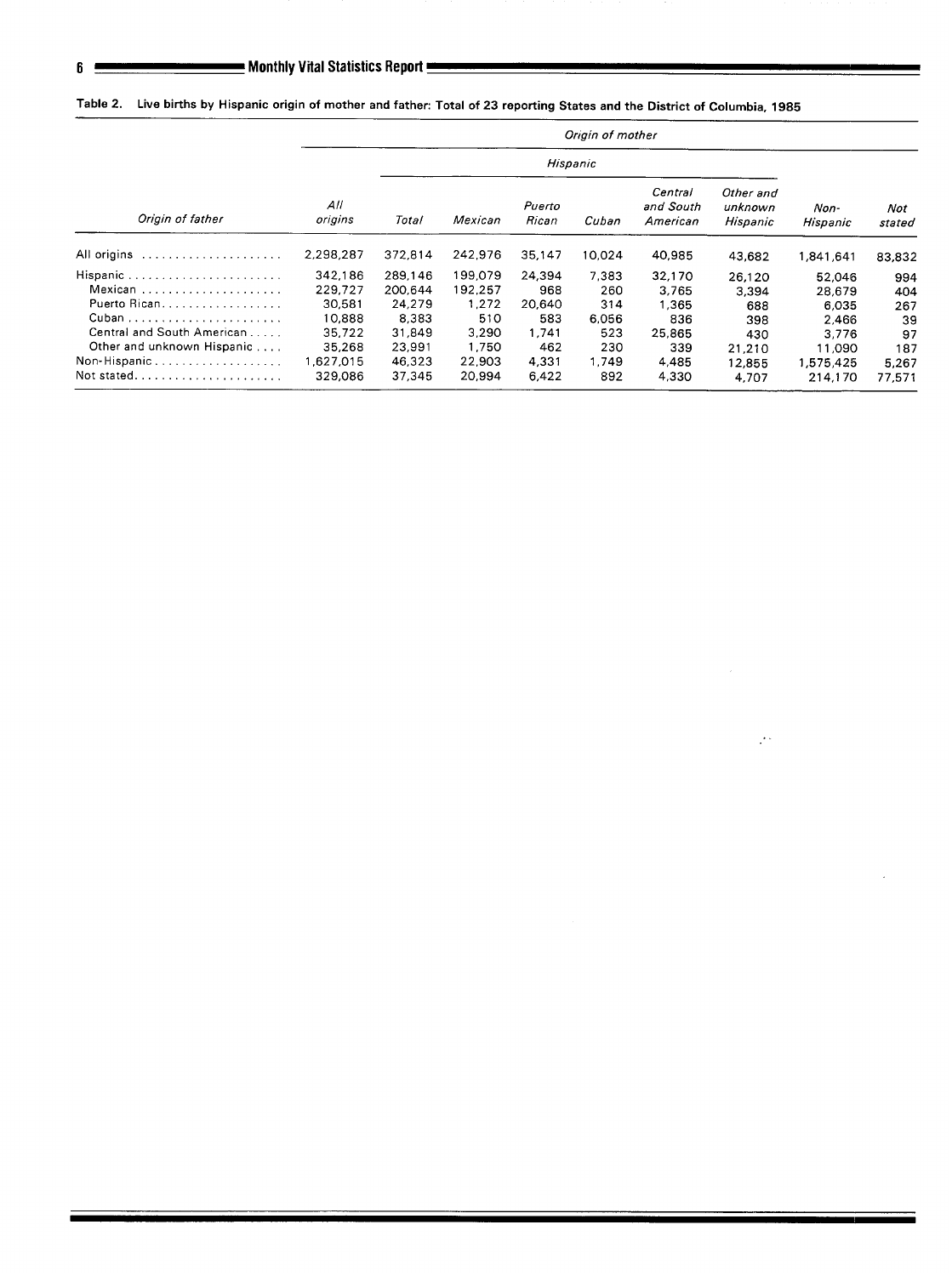**Table 2. Live births by Hispanic origin of mother and father: Total of 23 reporting States and the District of Columbia, 1985**

| Origin of father | Origin of mother | | | | | | | | |
|---|---|---|---|---|---|---|---|---|---|
| | All origins | Hispanic | | | | | | Non-Hispanic | Not stated |
| | | Total | Mexican | Puerto Rican | Cuban | Central and South American | Other and unknown Hispanic | | |
| All origins | 2,298,287 | 372,814 | 242,976 | 35,147 | 10,024 | 40,985 | 43,682 | 1,841,641 | 83,832 |
| Hispanic | 342,186 | 289,146 | 199,079 | 24,394 | 7,383 | 32,170 | 26,120 | 52,046 | 994 |
| Mexican | 229,727 | 200,644 | 192,257 | 968 | 260 | 3,765 | 3,394 | 28,679 | 404 |
| Puerto Rican | 30,581 | 24,279 | 1,272 | 20,640 | 314 | 1,365 | 688 | 6,035 | 267 |
| Cuban | 10,888 | 8,383 | 510 | 583 | 6,056 | 836 | 398 | 2,466 | 39 |
| Central and South American | 35,722 | 31,849 | 3,290 | 1,741 | 523 | 25,865 | 430 | 3,776 | 97 |
| Other and unknown Hispanic | 35,268 | 23,991 | 1,750 | 462 | 230 | 339 | 21,210 | 11,090 | 187 |
| Non-Hispanic | 1,627,015 | 46,323 | 22,903 | 4,331 | 1,749 | 4,485 | 12,855 | 1,575,425 | 5,267 |
| Not stated | 329,086 | 37,345 | 20,994 | 6,422 | 892 | 4,330 | 4,707 | 214,170 | 77,571 |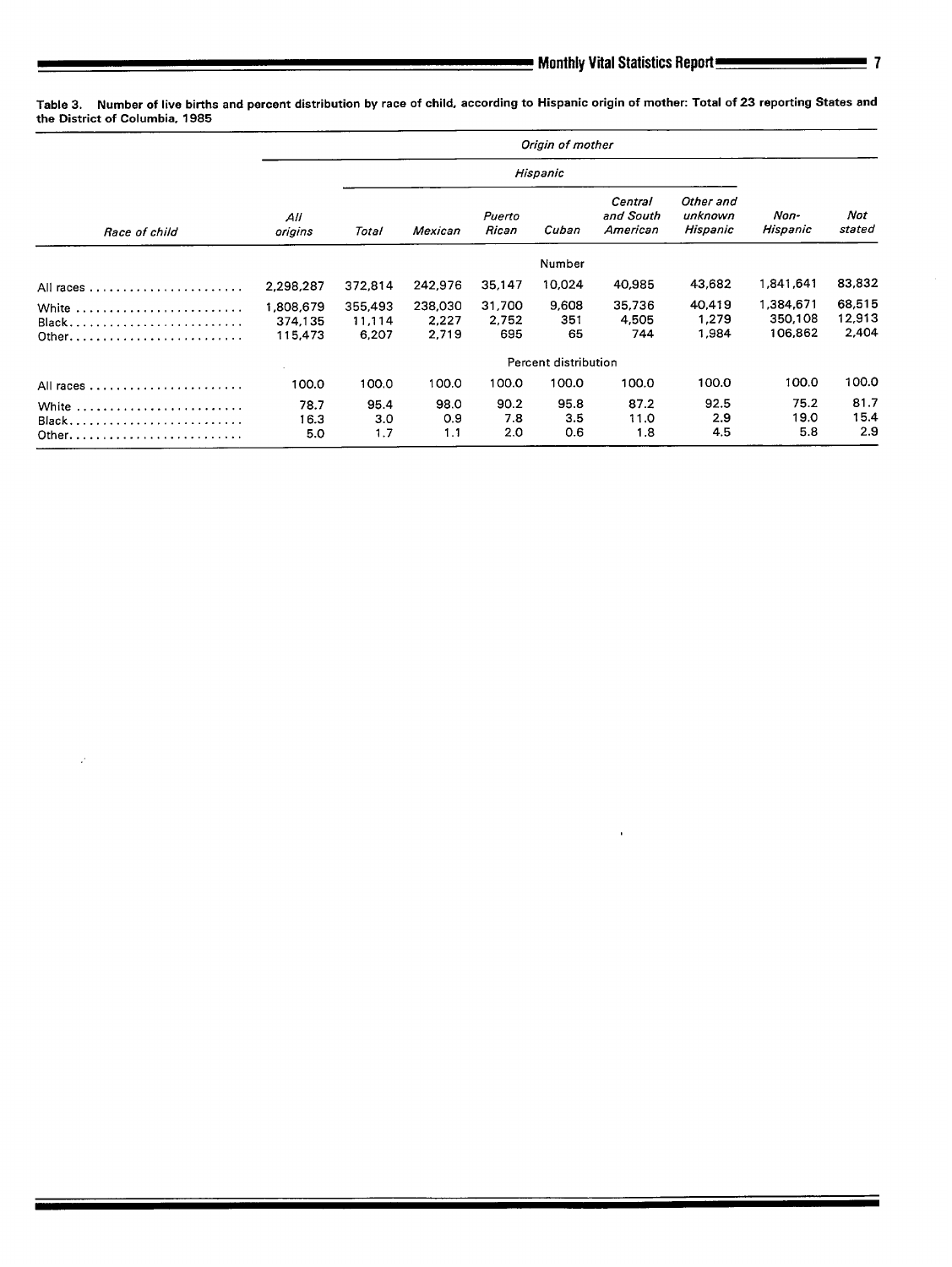**Table 3. Number of live births and percent distribution by race of child, according to Hispanic origin of mother: Total of 23 reporting States and the District of Columbia, 1985**

| | Origin of mother | | | | | | | | |
|---|---|---|---|---|---|---|---|---|---|
| | | Hispanic | | | | | | | |
| *Race of child* | *All origins* | *Total* | *Mexican* | *Puerto Rican* | *Cuban* | *Central and South American* | *Other and unknown Hispanic* | *Non-Hispanic* | *Not stated* |
| | Number | | | | | | | | |
| All races | 2,298,287 | 372,814 | 242,976 | 35,147 | 10,024 | 40,985 | 43,682 | 1,841,641 | 83,832 |
| White | 1,808,679 | 355,493 | 238,030 | 31,700 | 9,608 | 35,736 | 40,419 | 1,384,671 | 68,515 |
| Black | 374,135 | 11,114 | 2,227 | 2,752 | 351 | 4,505 | 1,279 | 350,108 | 12,913 |
| Other | 115,473 | 6,207 | 2,719 | 695 | 65 | 744 | 1,984 | 106,862 | 2,404 |
| | Percent distribution | | | | | | | | |
| All races | 100.0 | 100.0 | 100.0 | 100.0 | 100.0 | 100.0 | 100.0 | 100.0 | 100.0 |
| White | 78.7 | 95.4 | 98.0 | 90.2 | 95.8 | 87.2 | 92.5 | 75.2 | 81.7 |
| Black | 16.3 | 3.0 | 0.9 | 7.8 | 3.5 | 11.0 | 2.9 | 19.0 | 15.4 |
| Other | 5.0 | 1.7 | 1.1 | 2.0 | 0.6 | 1.8 | 4.5 | 5.8 | 2.9 |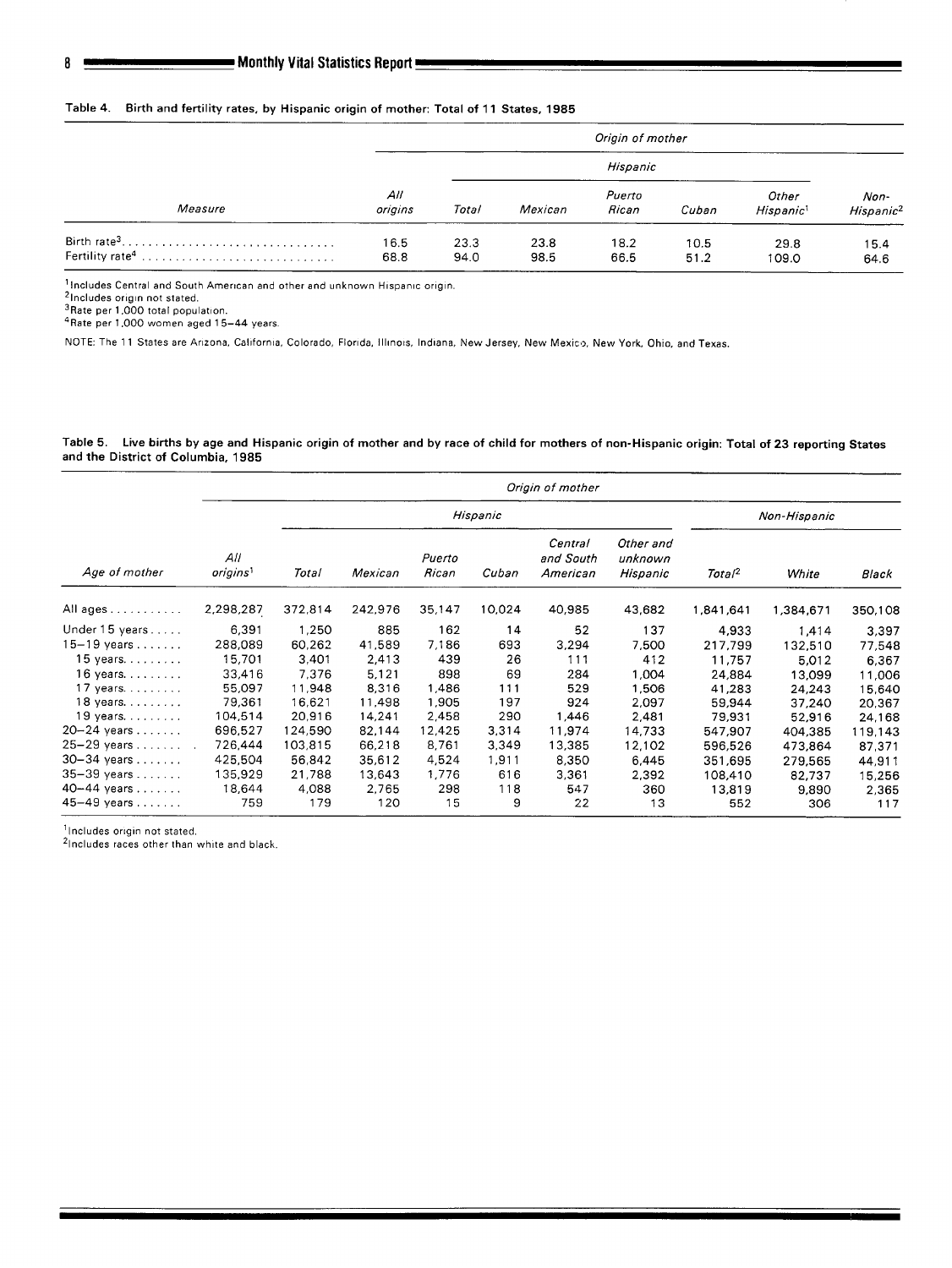**Table 4. Birth and fertility rates, by Hispanic origin of mother: Total of 11 States, 1985**

| Measure | All origins | Hispanic: Total | Hispanic: Mexican | Hispanic: Puerto Rican | Hispanic: Cuban | Hispanic: Other Hispanic[1] | Non-Hispanic[2] |
|---|---|---|---|---|---|---|---|
| Birth rate[3] | 16.5 | 23.3 | 23.8 | 18.2 | 10.5 | 29.8 | 15.4 |
| Fertility rate[4] | 68.8 | 94.0 | 98.5 | 66.5 | 51.2 | 109.0 | 64.6 |

[1]Includes Central and South American and other and unknown Hispanic origin.
[2]Includes origin not stated.
[3]Rate per 1,000 total population.
[4]Rate per 1,000 women aged 15–44 years.

NOTE: The 11 States are Arizona, California, Colorado, Florida, Illinois, Indiana, New Jersey, New Mexico, New York, Ohio, and Texas.

**Table 5. Live births by age and Hispanic origin of mother and by race of child for mothers of non-Hispanic origin: Total of 23 reporting States and the District of Columbia, 1985**

| Age of mother | All origins[1] | Hispanic: Total | Hispanic: Mexican | Hispanic: Puerto Rican | Hispanic: Cuban | Hispanic: Central and South American | Hispanic: Other and unknown Hispanic | Non-Hispanic: Total[2] | Non-Hispanic: White | Non-Hispanic: Black |
|---|---|---|---|---|---|---|---|---|---|---|
| All ages | 2,298,287 | 372,814 | 242,976 | 35,147 | 10,024 | 40,985 | 43,682 | 1,841,641 | 1,384,671 | 350,108 |
| Under 15 years | 6,391 | 1,250 | 885 | 162 | 14 | 52 | 137 | 4,933 | 1,414 | 3,397 |
| 15–19 years | 288,089 | 60,262 | 41,589 | 7,186 | 693 | 3,294 | 7,500 | 217,799 | 132,510 | 77,548 |
| 15 years | 15,701 | 3,401 | 2,413 | 439 | 26 | 111 | 412 | 11,757 | 5,012 | 6,367 |
| 16 years | 33,416 | 7,376 | 5,121 | 898 | 69 | 284 | 1,004 | 24,884 | 13,099 | 11,006 |
| 17 years | 55,097 | 11,948 | 8,316 | 1,486 | 111 | 529 | 1,506 | 41,283 | 24,243 | 15,640 |
| 18 years | 79,361 | 16,621 | 11,498 | 1,905 | 197 | 924 | 2,097 | 59,944 | 37,240 | 20,367 |
| 19 years | 104,514 | 20,916 | 14,241 | 2,458 | 290 | 1,446 | 2,481 | 79,931 | 52,916 | 24,168 |
| 20–24 years | 696,527 | 124,590 | 82,144 | 12,425 | 3,314 | 11,974 | 14,733 | 547,907 | 404,385 | 119,143 |
| 25–29 years | 726,444 | 103,815 | 66,218 | 8,761 | 3,349 | 13,385 | 12,102 | 596,526 | 473,864 | 87,371 |
| 30–34 years | 425,504 | 56,842 | 35,612 | 4,524 | 1,911 | 8,350 | 6,445 | 351,695 | 279,565 | 44,911 |
| 35–39 years | 135,929 | 21,788 | 13,643 | 1,776 | 616 | 3,361 | 2,392 | 108,410 | 82,737 | 15,256 |
| 40–44 years | 18,644 | 4,088 | 2,765 | 298 | 118 | 547 | 360 | 13,819 | 9,890 | 2,365 |
| 45–49 years | 759 | 179 | 120 | 15 | 9 | 22 | 13 | 552 | 306 | 117 |

[1]Includes origin not stated.
[2]Includes races other than white and black.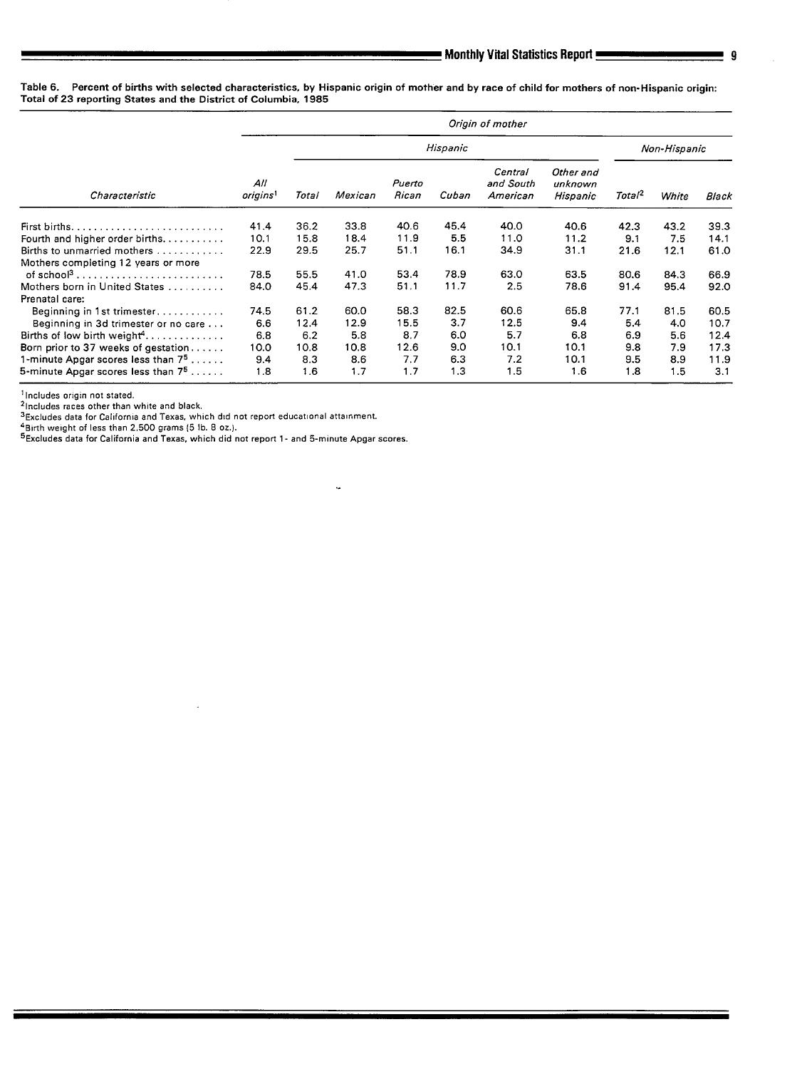**Table 6. Percent of births with selected characteristics, by Hispanic origin of mother and by race of child for mothers of non-Hispanic origin: Total of 23 reporting States and the District of Columbia, 1985**

| Characteristic | Origin of mother | | | | | | | | | |
|---|---|---|---|---|---|---|---|---|---|---|
| | | Hispanic | | | | | | Non-Hispanic | | |
| | All origins[1] | Total | Mexican | Puerto Rican | Cuban | Central and South American | Other and unknown Hispanic | Total[2] | White | Black |
| First births | 41.4 | 36.2 | 33.8 | 40.6 | 45.4 | 40.0 | 40.6 | 42.3 | 43.2 | 39.3 |
| Fourth and higher order births | 10.1 | 15.8 | 18.4 | 11.9 | 5.5 | 11.0 | 11.2 | 9.1 | 7.5 | 14.1 |
| Births to unmarried mothers | 22.9 | 29.5 | 25.7 | 51.1 | 16.1 | 34.9 | 31.1 | 21.6 | 12.1 | 61.0 |
| Mothers completing 12 years or more of school[3] | 78.5 | 55.5 | 41.0 | 53.4 | 78.9 | 63.0 | 63.5 | 80.6 | 84.3 | 66.9 |
| Mothers born in United States | 84.0 | 45.4 | 47.3 | 51.1 | 11.7 | 2.5 | 78.6 | 91.4 | 95.4 | 92.0 |
| Prenatal care: | | | | | | | | | | |
| Beginning in 1st trimester | 74.5 | 61.2 | 60.0 | 58.3 | 82.5 | 60.6 | 65.8 | 77.1 | 81.5 | 60.5 |
| Beginning in 3d trimester or no care | 6.6 | 12.4 | 12.9 | 15.5 | 3.7 | 12.5 | 9.4 | 5.4 | 4.0 | 10.7 |
| Births of low birth weight[4] | 6.8 | 6.2 | 5.8 | 8.7 | 6.0 | 5.7 | 6.8 | 6.9 | 5.6 | 12.4 |
| Born prior to 37 weeks of gestation | 10.0 | 10.8 | 10.8 | 12.6 | 9.0 | 10.1 | 10.1 | 9.8 | 7.9 | 17.3 |
| 1-minute Apgar scores less than 7[5] | 9.4 | 8.3 | 8.6 | 7.7 | 6.3 | 7.2 | 10.1 | 9.5 | 8.9 | 11.9 |
| 5-minute Apgar scores less than 7[5] | 1.8 | 1.6 | 1.7 | 1.7 | 1.3 | 1.5 | 1.6 | 1.8 | 1.5 | 3.1 |

[1] Includes origin not stated.
[2] Includes races other than white and black.
[3] Excludes data for California and Texas, which did not report educational attainment.
[4] Birth weight of less than 2,500 grams (5 lb. 8 oz.).
[5] Excludes data for California and Texas, which did not report 1- and 5-minute Apgar scores.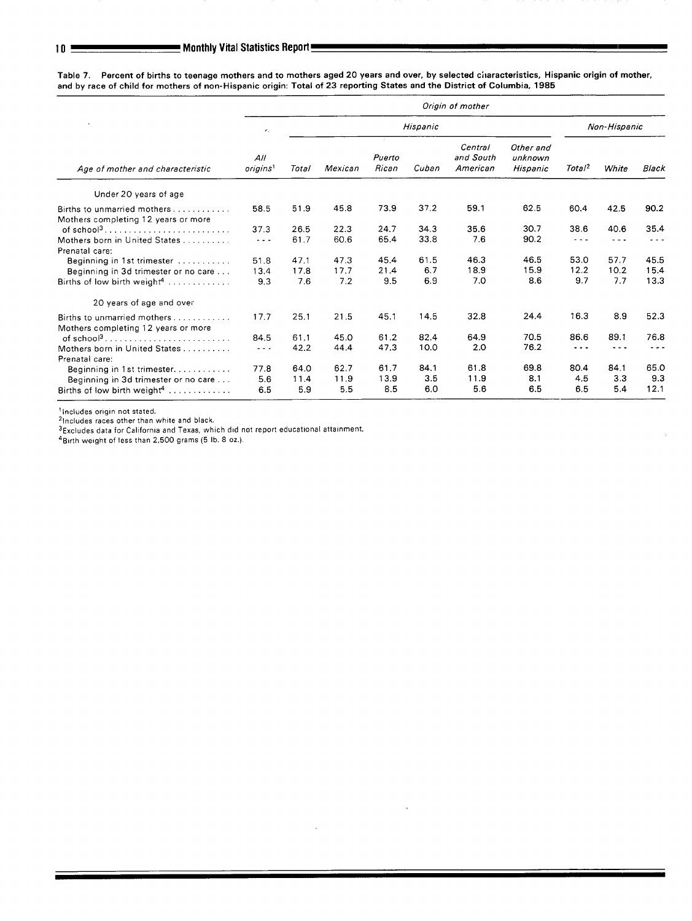**Table 7. Percent of births to teenage mothers and to mothers aged 20 years and over, by selected characteristics, Hispanic origin of mother, and by race of child for mothers of non-Hispanic origin: Total of 23 reporting States and the District of Columbia, 1985**

| Age of mother and characteristic | Origin of mother | | | | | | | | | |
|---|---|---|---|---|---|---|---|---|---|---|
| | All origins[1] | Hispanic | | | | | | Non-Hispanic | | |
| | | Total | Mexican | Puerto Rican | Cuban | Central and South American | Other and unknown Hispanic | Total[2] | White | Black |
| **Under 20 years of age** | | | | | | | | | | |
| Births to unmarried mothers | 58.5 | 51.9 | 45.8 | 73.9 | 37.2 | 59.1 | 62.5 | 60.4 | 42.5 | 90.2 |
| Mothers completing 12 years or more of school[3] | 37.3 | 26.5 | 22.3 | 24.7 | 34.3 | 35.6 | 30.7 | 38.6 | 40.6 | 35.4 |
| Mothers born in United States | --- | 61.7 | 60.6 | 65.4 | 33.8 | 7.6 | 90.2 | --- | --- | --- |
| Prenatal care: | | | | | | | | | | |
| Beginning in 1st trimester | 51.8 | 47.1 | 47.3 | 45.4 | 61.5 | 46.3 | 46.5 | 53.0 | 57.7 | 45.5 |
| Beginning in 3d trimester or no care | 13.4 | 17.8 | 17.7 | 21.4 | 6.7 | 18.9 | 15.9 | 12.2 | 10.2 | 15.4 |
| Births of low birth weight[4] | 9.3 | 7.6 | 7.2 | 9.5 | 6.9 | 7.0 | 8.6 | 9.7 | 7.7 | 13.3 |
| **20 years of age and over** | | | | | | | | | | |
| Births to unmarried mothers | 17.7 | 25.1 | 21.5 | 45.1 | 14.5 | 32.8 | 24.4 | 16.3 | 8.9 | 52.3 |
| Mothers completing 12 years or more of school[3] | 84.5 | 61.1 | 45.0 | 61.2 | 82.4 | 64.9 | 70.5 | 86.6 | 89.1 | 76.8 |
| Mothers born in United States | --- | 42.2 | 44.4 | 47.3 | 10.0 | 2.0 | 76.2 | --- | --- | --- |
| Prenatal care: | | | | | | | | | | |
| Beginning in 1st trimester | 77.8 | 64.0 | 62.7 | 61.7 | 84.1 | 61.8 | 69.8 | 80.4 | 84.1 | 65.0 |
| Beginning in 3d trimester or no care | 5.6 | 11.4 | 11.9 | 13.9 | 3.5 | 11.9 | 8.1 | 4.5 | 3.3 | 9.3 |
| Births of low birth weight[4] | 6.5 | 5.9 | 5.5 | 8.5 | 6.0 | 5.6 | 6.5 | 6.5 | 5.4 | 12.1 |

[1]Includes origin not stated.
[2]Includes races other than white and black.
[3]Excludes data for California and Texas, which did not report educational attainment.
[4]Birth weight of less than 2,500 grams (5 lb. 8 oz.).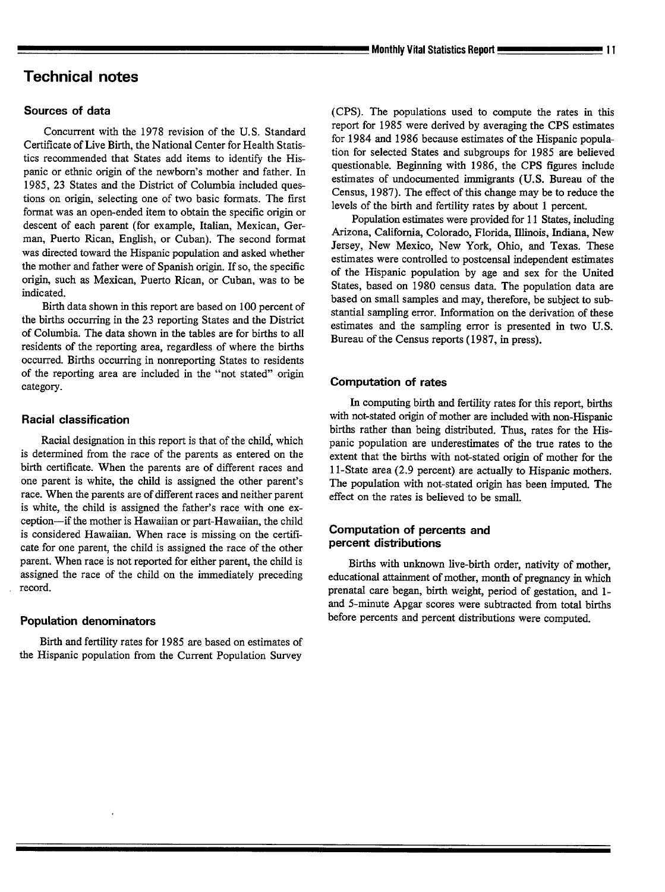## Technical notes

### Sources of data

Concurrent with the 1978 revision of the U.S. Standard Certificate of Live Birth, the National Center for Health Statistics recommended that States add items to identify the Hispanic or ethnic origin of the newborn's mother and father. In 1985, 23 States and the District of Columbia included questions on origin, selecting one of two basic formats. The first format was an open-ended item to obtain the specific origin or descent of each parent (for example, Italian, Mexican, German, Puerto Rican, English, or Cuban). The second format was directed toward the Hispanic population and asked whether the mother and father were of Spanish origin. If so, the specific origin, such as Mexican, Puerto Rican, or Cuban, was to be indicated.

Birth data shown in this report are based on 100 percent of the births occurring in the 23 reporting States and the District of Columbia. The data shown in the tables are for births to all residents of the reporting area, regardless of where the births occurred. Births occurring in nonreporting States to residents of the reporting area are included in the "not stated" origin category.

### Racial classification

Racial designation in this report is that of the child, which is determined from the race of the parents as entered on the birth certificate. When the parents are of different races and one parent is white, the child is assigned the other parent's race. When the parents are of different races and neither parent is white, the child is assigned the father's race with one exception—if the mother is Hawaiian or part-Hawaiian, the child is considered Hawaiian. When race is missing on the certificate for one parent, the child is assigned the race of the other parent. When race is not reported for either parent, the child is assigned the race of the child on the immediately preceding record.

### Population denominators

Birth and fertility rates for 1985 are based on estimates of the Hispanic population from the Current Population Survey (CPS). The populations used to compute the rates in this report for 1985 were derived by averaging the CPS estimates for 1984 and 1986 because estimates of the Hispanic population for selected States and subgroups for 1985 are believed questionable. Beginning with 1986, the CPS figures include estimates of undocumented immigrants (U.S. Bureau of the Census, 1987). The effect of this change may be to reduce the levels of the birth and fertility rates by about 1 percent.

Population estimates were provided for 11 States, including Arizona, California, Colorado, Florida, Illinois, Indiana, New Jersey, New Mexico, New York, Ohio, and Texas. These estimates were controlled to postcensal independent estimates of the Hispanic population by age and sex for the United States, based on 1980 census data. The population data are based on small samples and may, therefore, be subject to substantial sampling error. Information on the derivation of these estimates and the sampling error is presented in two U.S. Bureau of the Census reports (1987, in press).

### Computation of rates

In computing birth and fertility rates for this report, births with not-stated origin of mother are included with non-Hispanic births rather than being distributed. Thus, rates for the Hispanic population are underestimates of the true rates to the extent that the births with not-stated origin of mother for the 11-State area (2.9 percent) are actually to Hispanic mothers. The population with not-stated origin has been imputed. The effect on the rates is believed to be small.

### Computation of percents and percent distributions

Births with unknown live-birth order, nativity of mother, educational attainment of mother, month of pregnancy in which prenatal care began, birth weight, period of gestation, and 1- and 5-minute Apgar scores were subtracted from total births before percents and percent distributions were computed.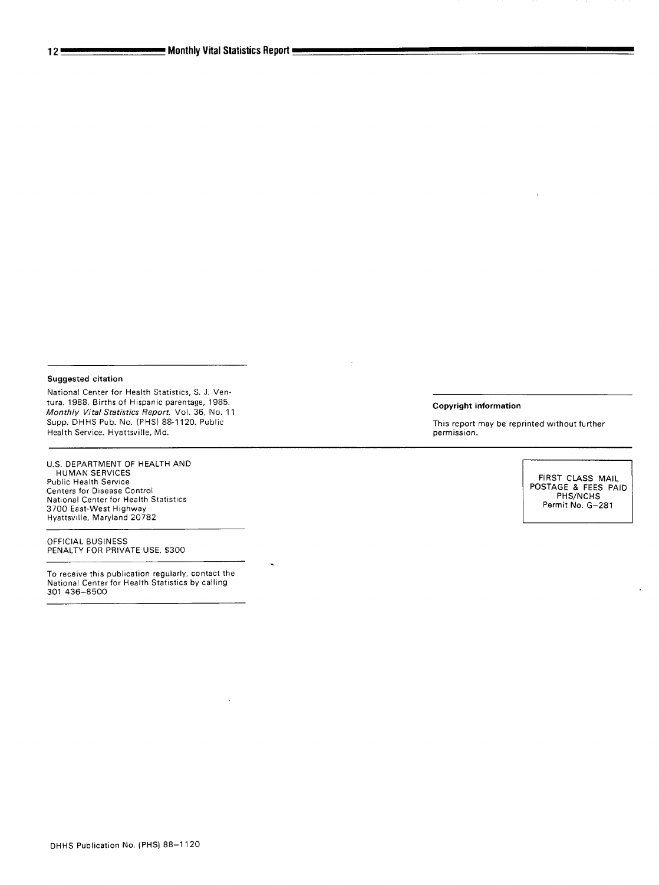**Suggested citation**

National Center for Health Statistics, S. J. Ventura. 1988. Births of Hispanic parentage, 1985. *Monthly Vital Statistics Report.* Vol. 36, No. 11 Supp. DHHS Pub. No. (PHS) 88-1120. Public Health Service. Hyattsville, Md.

**Copyright information**

This report may be reprinted without further permission.

U.S. DEPARTMENT OF HEALTH AND HUMAN SERVICES
Public Health Service
Centers for Disease Control
National Center for Health Statistics
3700 East-West Highway
Hyattsville, Maryland 20782

OFFICIAL BUSINESS
PENALTY FOR PRIVATE USE, $300

To receive this publication regularly, contact the National Center for Health Statistics by calling 301 436-8500

FIRST CLASS MAIL
POSTAGE & FEES PAID
PHS/NCHS
Permit No. G-281

DHHS Publication No. (PHS) 88-1120